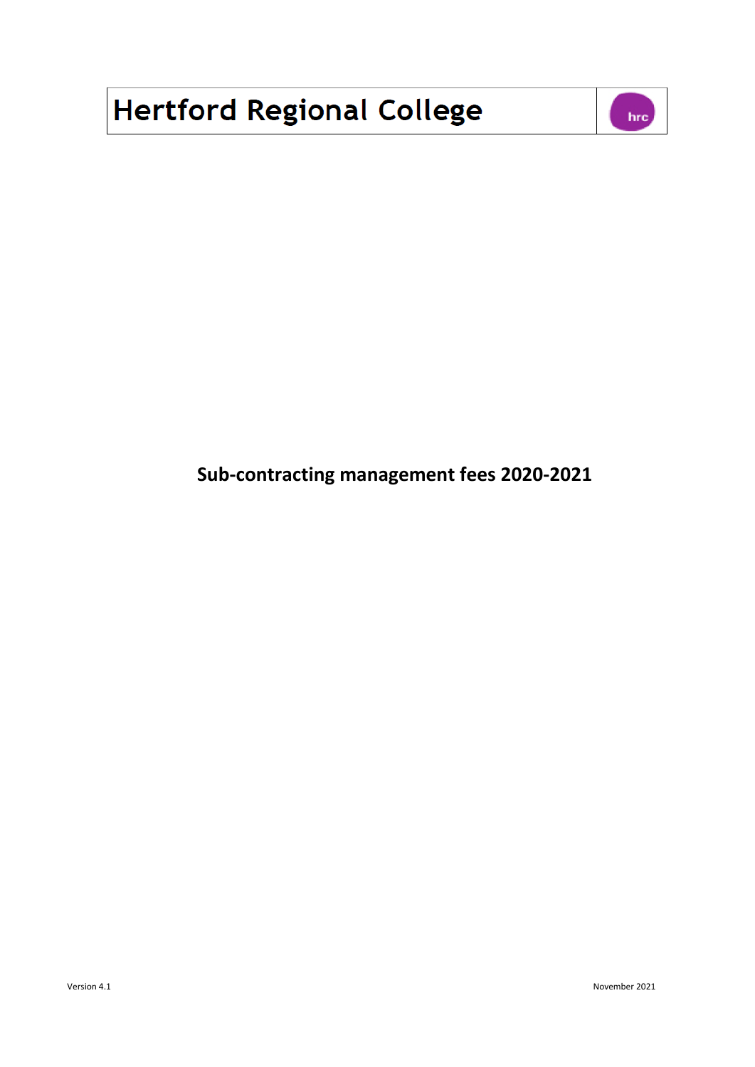# Hertford Regional College

## Sub-contracting management fees 2020-2021

Version 4.1

November 2021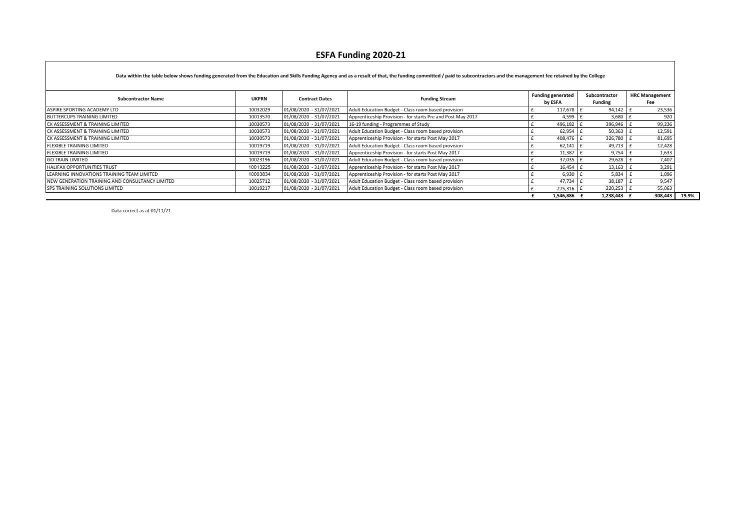# ESFA Funding 2020-21

**Data within the table below shows funding generated from the Education and Skills Funding Agency and as a result of that, the funding committed / paid to subcontractors and the management fee retained by the College**

| Subcontractor Name | UKPRN | Contract Dates | Funding Stream | Funding generated by ESFA | Subcontractor Funding | HRC Management Fee | |
|---|---|---|---|---|---|---|---|
| ASPIRE SPORTING ACADEMY LTD | 10032029 | 01/08/2020 - 31/07/2021 | Adult Education Budget - Class room based provision | £ 117,678 | £ 94,142 | £ 23,536 | |
| BUTTERCUPS TRAINING LIMITED | 10013570 | 01/08/2020 - 31/07/2021 | Apprenticeship Provision - for starts Pre and Post May 2017 | £ 4,599 | £ 3,680 | £ 920 | |
| CK ASSESSMENT & TRAINING LIMITED | 10030573 | 01/08/2020 - 31/07/2021 | 16-19 funding - Programmes of Study | £ 496,182 | £ 396,946 | £ 99,236 | |
| CK ASSESSMENT & TRAINING LIMITED | 10030573 | 01/08/2020 - 31/07/2021 | Adult Education Budget - Class room based provision | £ 62,954 | £ 50,363 | £ 12,591 | |
| CK ASSESSMENT & TRAINING LIMITED | 10030573 | 01/08/2020 - 31/07/2021 | Apprenticeship Provision - for starts Post May 2017 | £ 408,476 | £ 326,780 | £ 81,695 | |
| FLEXIBLE TRAINING LIMITED | 10019719 | 01/08/2020 - 31/07/2021 | Adult Education Budget - Class room based provision | £ 62,141 | £ 49,713 | £ 12,428 | |
| FLEXIBLE TRAINING LIMITED | 10019719 | 01/08/2020 - 31/07/2021 | Apprenticeship Provision - for starts Post May 2017 | £ 11,387 | £ 9,754 | £ 1,633 | |
| GO TRAIN LIMITED | 10023196 | 01/08/2020 - 31/07/2021 | Adult Education Budget - Class room based provision | £ 37,035 | £ 29,628 | £ 7,407 | |
| HALIFAX OPPORTUNITIES TRUST | 10013225 | 01/08/2020 - 31/07/2021 | Apprenticeship Provision - for starts Post May 2017 | £ 16,454 | £ 13,163 | £ 3,291 | |
| LEARNING INNOVATIONS TRAINING TEAM LIMITED | 10003834 | 01/08/2020 - 31/07/2021 | Apprenticeship Provision - for starts Post May 2017 | £ 6,930 | £ 5,834 | £ 1,096 | |
| NEW GENERATION TRAINING AND CONSULTANCY LIMITED | 10025712 | 01/08/2020 - 31/07/2021 | Adult Education Budget - Class room based provision | £ 47,734 | £ 38,187 | £ 9,547 | |
| SPS TRAINING SOLUTIONS LIMITED | 10019217 | 01/08/2020 - 31/07/2021 | Adult Education Budget - Class room based provision | £ 275,316 | £ 220,253 | £ 55,063 | |
| | | | | **£ 1,546,886** | **£ 1,238,443** | **£ 308,443** | **19.9%** |

Data correct as at 01/11/21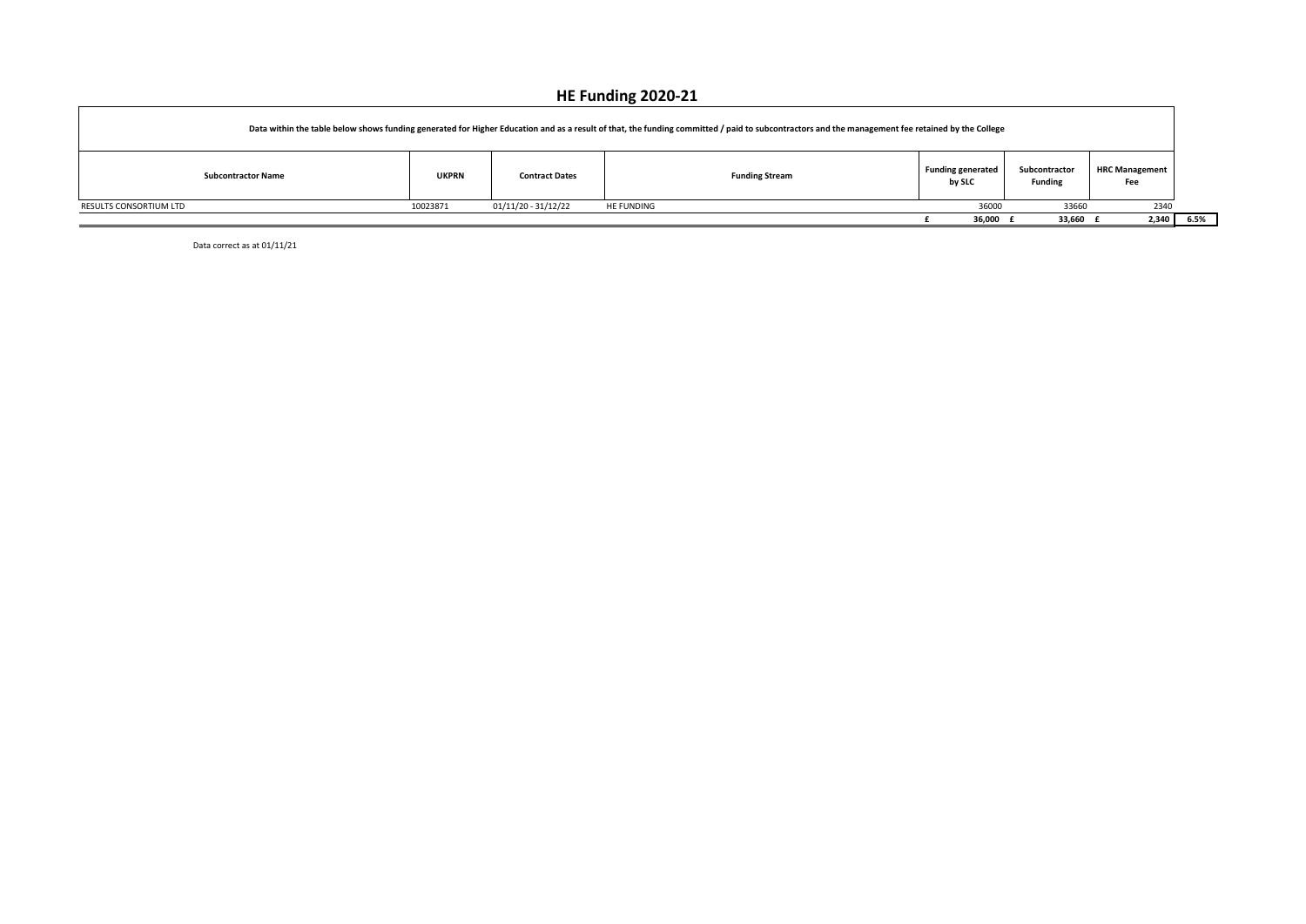# HE Funding 2020-21

Data within the table below shows funding generated for Higher Education and as a result of that, the funding committed / paid to subcontractors and the management fee retained by the College

| Subcontractor Name | UKPRN | Contract Dates | Funding Stream | Funding generated by SLC | Subcontractor Funding | HRC Management Fee | |
|---|---|---|---|---|---|---|---|
| RESULTS CONSORTIUM LTD | 10023871 | 01/11/20 - 31/12/22 | HE FUNDING | 36000 | 33660 | 2340 | |
| | | | | **£ 36,000** | **£ 33,660** | **£ 2,340** | **6.5%** |

Data correct as at 01/11/21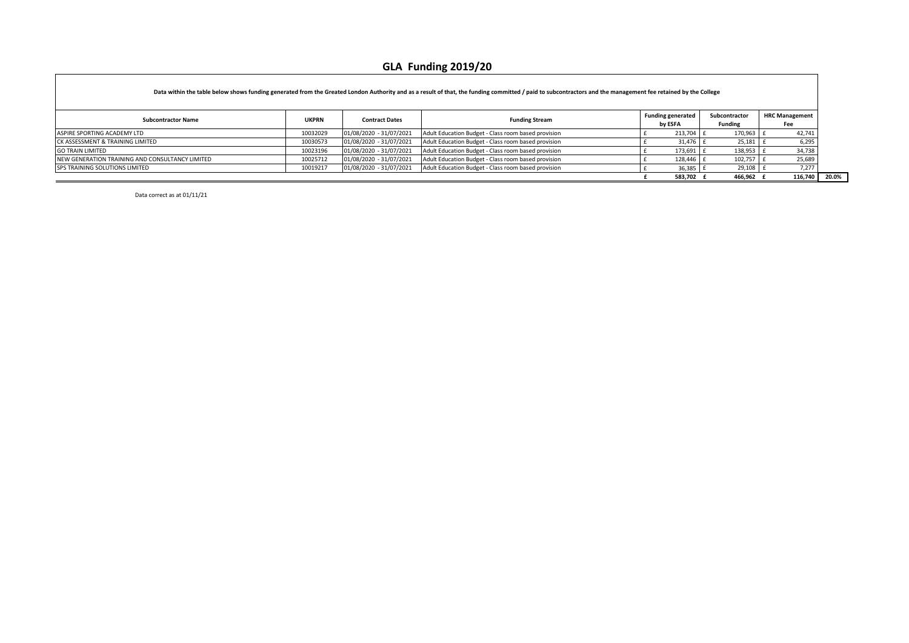# GLA Funding 2019/20

**Data within the table below shows funding generated from the Greated London Authority and as a result of that, the funding committed / paid to subcontractors and the management fee retained by the College**

| Subcontractor Name | UKPRN | Contract Dates | Funding Stream | Funding generated by ESFA | Subcontractor Funding | HRC Management Fee | |
|---|---|---|---|---|---|---|---|
| ASPIRE SPORTING ACADEMY LTD | 10032029 | 01/08/2020 - 31/07/2021 | Adult Education Budget - Class room based provision | £ 213,704 | £ 170,963 | £ 42,741 | |
| CK ASSESSMENT & TRAINING LIMITED | 10030573 | 01/08/2020 - 31/07/2021 | Adult Education Budget - Class room based provision | £ 31,476 | £ 25,181 | £ 6,295 | |
| GO TRAIN LIMITED | 10023196 | 01/08/2020 - 31/07/2021 | Adult Education Budget - Class room based provision | £ 173,691 | £ 138,953 | £ 34,738 | |
| NEW GENERATION TRAINING AND CONSULTANCY LIMITED | 10025712 | 01/08/2020 - 31/07/2021 | Adult Education Budget - Class room based provision | £ 128,446 | £ 102,757 | £ 25,689 | |
| SPS TRAINING SOLUTIONS LIMITED | 10019217 | 01/08/2020 - 31/07/2021 | Adult Education Budget - Class room based provision | £ 36,385 | £ 29,108 | £ 7,277 | |
| | | | | **£ 583,702** | **£ 466,962** | **£ 116,740** | **20.0%** |

Data correct as at 01/11/21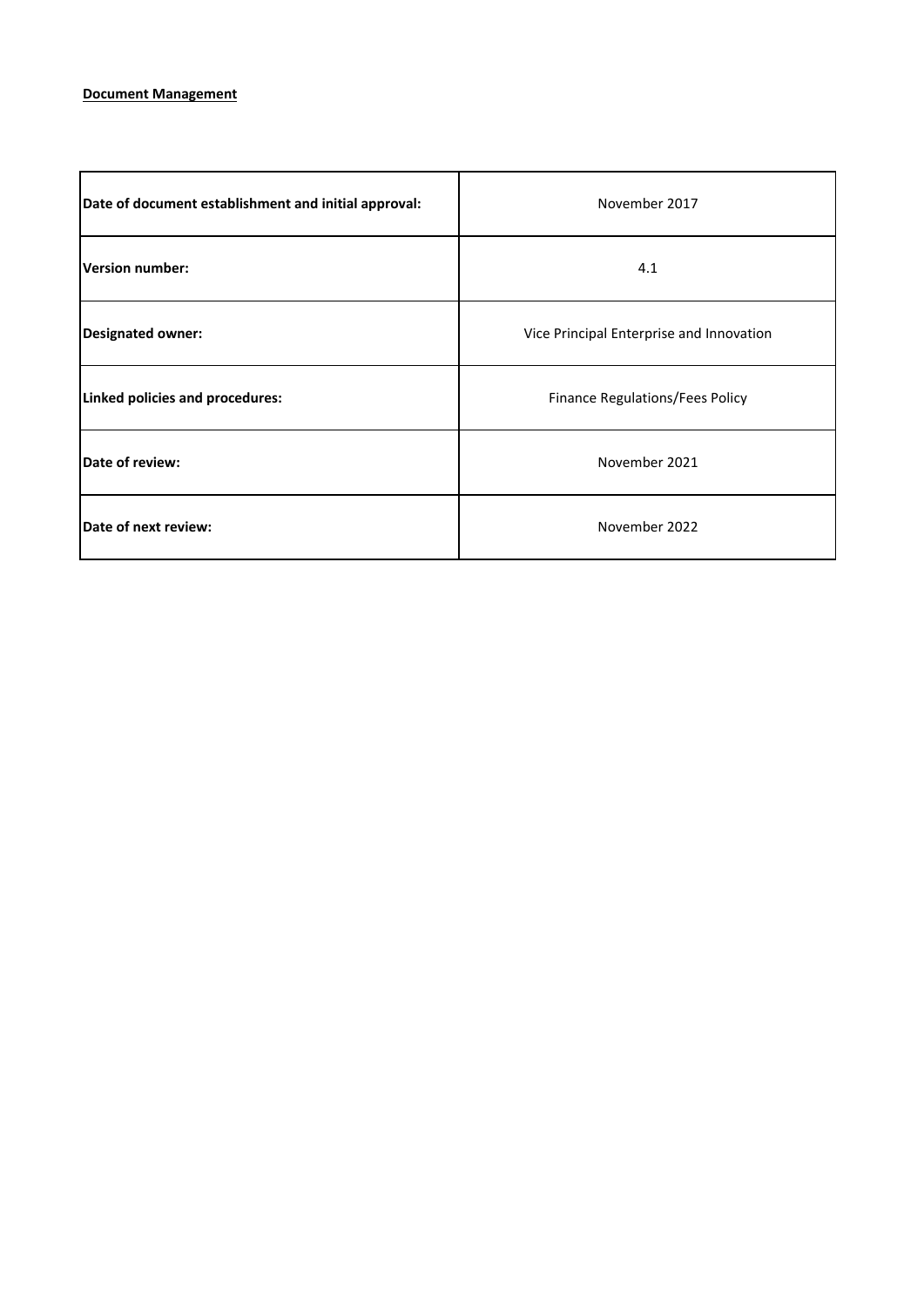**Document Management**

| | |
|---|---|
| **Date of document establishment and initial approval:** | November 2017 |
| **Version number:** | 4.1 |
| **Designated owner:** | Vice Principal Enterprise and Innovation |
| **Linked policies and procedures:** | Finance Regulations/Fees Policy |
| **Date of review:** | November 2021 |
| **Date of next review:** | November 2022 |